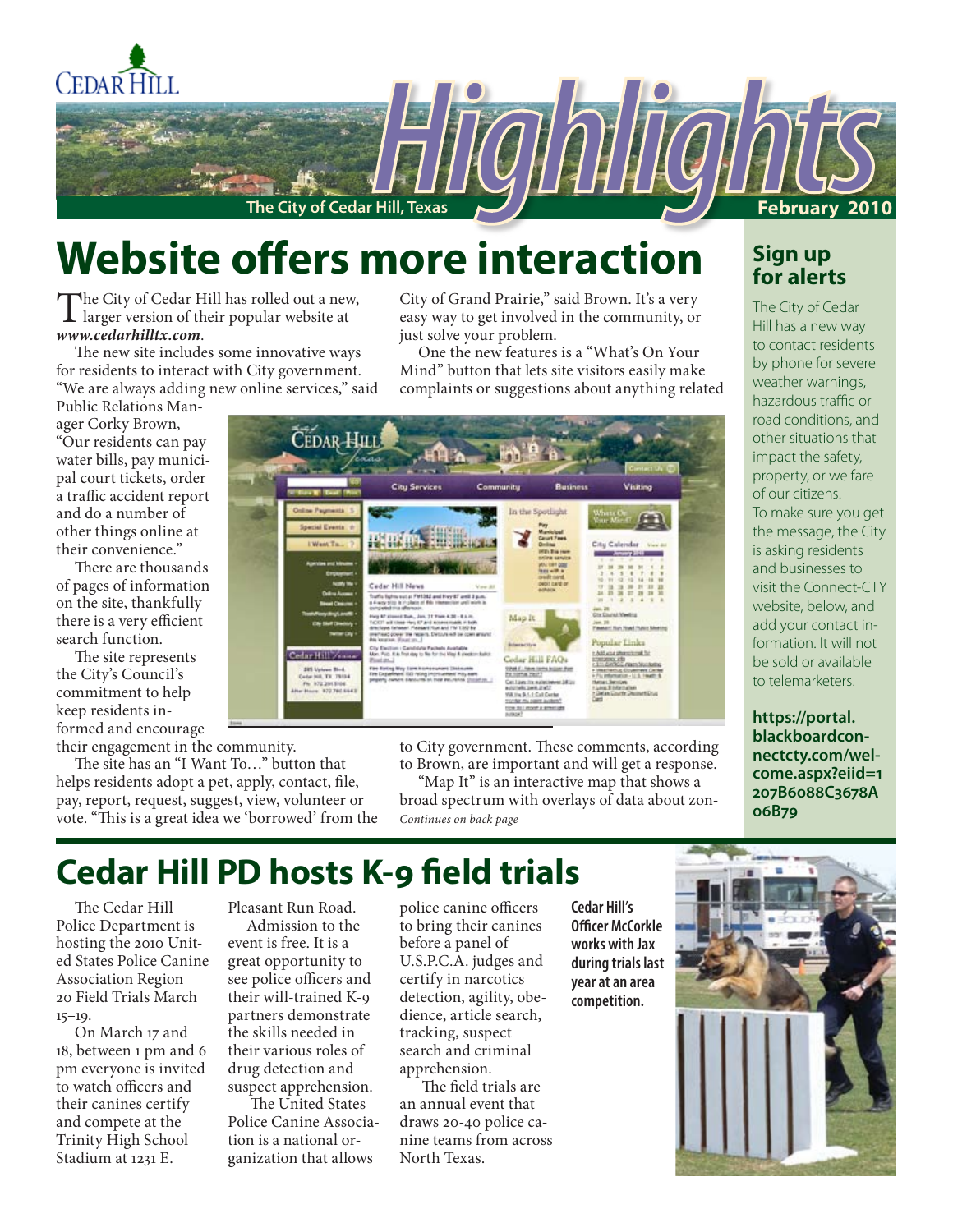# Highlights

The City of Cedar Hill, Texas

February 2010

## Website offers more interaction

The City of Cedar Hill has rolled out a new, larger version of their popular website at ***www.cedarhilltx.com***.

The new site includes some innovative ways for residents to interact with City government. "We are always adding new online services," said Public Relations Manager Corky Brown, "Our residents can pay water bills, pay municipal court tickets, order a traffic accident report and do a number of other things online at their convenience."

There are thousands of pages of information on the site, thankfully there is a very efficient search function.

The site represents the City's Council's commitment to help keep residents informed and encourage their engagement in the community.

The site has an "I Want To…" button that helps residents adopt a pet, apply, contact, file, pay, report, request, suggest, view, volunteer or vote. "This is a great idea we 'borrowed' from the City of Grand Prairie," said Brown. It's a very easy way to get involved in the community, or just solve your problem.

One the new features is a "What's On Your Mind" button that lets site visitors easily make complaints or suggestions about anything related to City government. These comments, according to Brown, are important and will get a response.

"Map It" is an interactive map that shows a broad spectrum with overlays of data about zon-

*Continues on back page*

## Sign up for alerts

The City of Cedar Hill has a new way to contact residents by phone for severe weather warnings, hazardous traffic or road conditions, and other situations that impact the safety, property, or welfare of our citizens.

To make sure you get the message, the City is asking residents and businesses to visit the Connect-CTY website, below, and add your contact information. It will not be sold or available to telemarketers.

**https://portal.blackboardconnectcty.com/welcome.aspx?eiid=1207B6088C3678A06B79**

## Cedar Hill PD hosts K-9 field trials

The Cedar Hill Police Department is hosting the 2010 United States Police Canine Association Region 20 Field Trials March 15–19.

On March 17 and 18, between 1 pm and 6 pm everyone is invited to watch officers and their canines certify and compete at the Trinity High School Stadium at 1231 E. Pleasant Run Road.

Admission to the event is free. It is a great opportunity to see police officers and their will-trained K-9 partners demonstrate the skills needed in their various roles of drug detection and suspect apprehension.

The United States Police Canine Association is a national organization that allows police canine officers to bring their canines before a panel of U.S.P.C.A. judges and certify in narcotics detection, agility, obedience, article search, tracking, suspect search and criminal apprehension.

The field trials are an annual event that draws 20-40 police canine teams from across North Texas.

**Cedar Hill's Officer McCorkle works with Jax during trials last year at an area competition.**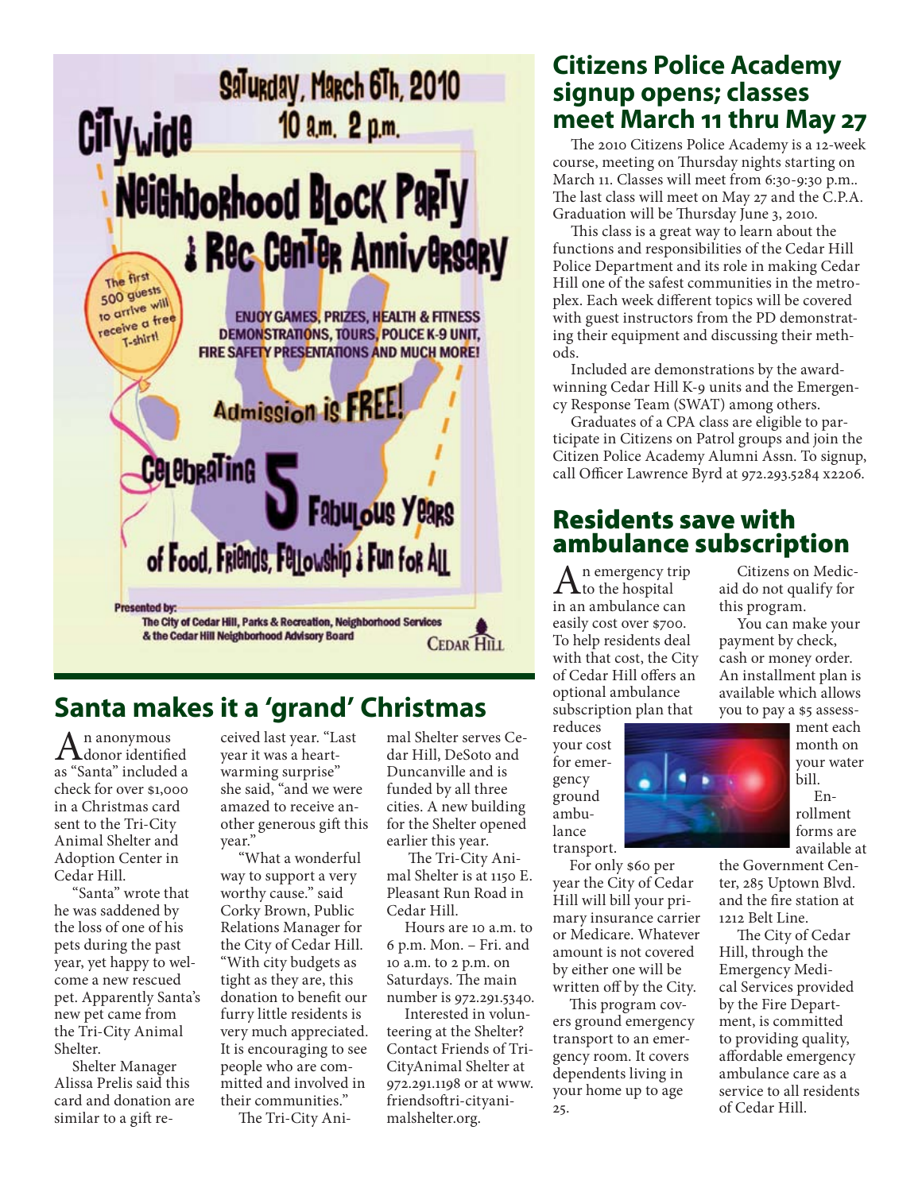Saturday, March 6th, 2010

10 a.m. 2 p.m.

Citywide

Neighborhood Block Party & Rec Center Anniversary

The first 500 guests to arrive will receive a free T-shirt!

ENJOY GAMES, PRIZES, HEALTH & FITNESS DEMONSTRATIONS, TOURS, POLICE K-9 UNIT, FIRE SAFETY PRESENTATIONS AND MUCH MORE!

Admission is FREE!

Celebrating 5 Fabulous Years of Food, Friends, Fellowship & Fun for All

Presented by:
The City of Cedar Hill, Parks & Recreation, Neighborhood Services & the Cedar Hill Neighborhood Advisory Board

Cedar Hill

## Santa makes it a 'grand' Christmas

An anonymous donor identified as "Santa" included a check for over $1,000 in a Christmas card sent to the Tri-City Animal Shelter and Adoption Center in Cedar Hill.

"Santa" wrote that he was saddened by the loss of one of his pets during the past year, yet happy to welcome a new rescued pet. Apparently Santa's new pet came from the Tri-City Animal Shelter.

Shelter Manager Alissa Prelis said this card and donation are similar to a gift received last year. "Last year it was a heartwarming surprise" she said, "and we were amazed to receive another generous gift this year."

"What a wonderful way to support a very worthy cause." said Corky Brown, Public Relations Manager for the City of Cedar Hill. "With city budgets as tight as they are, this donation to benefit our furry little residents is very much appreciated. It is encouraging to see people who are committed and involved in their communities."

The Tri-City Animal Shelter serves Cedar Hill, DeSoto and Duncanville and is funded by all three cities. A new building for the Shelter opened earlier this year.

The Tri-City Animal Shelter is at 1150 E. Pleasant Run Road in Cedar Hill.

Hours are 10 a.m. to 6 p.m. Mon. – Fri. and 10 a.m. to 2 p.m. on Saturdays. The main number is 972.291.5340.

Interested in volunteering at the Shelter? Contact Friends of Tri-CityAnimal Shelter at 972.291.1198 or at www.friendsoftri-cityanimalshelter.org.

## Citizens Police Academy signup opens; classes meet March 11 thru May 27

The 2010 Citizens Police Academy is a 12-week course, meeting on Thursday nights starting on March 11. Classes will meet from 6:30-9:30 p.m.. The last class will meet on May 27 and the C.P.A. Graduation will be Thursday June 3, 2010.

This class is a great way to learn about the functions and responsibilities of the Cedar Hill Police Department and its role in making Cedar Hill one of the safest communities in the metroplex. Each week different topics will be covered with guest instructors from the PD demonstrating their equipment and discussing their methods.

Included are demonstrations by the award-winning Cedar Hill K-9 units and the Emergency Response Team (SWAT) among others.

Graduates of a CPA class are eligible to participate in Citizens on Patrol groups and join the Citizen Police Academy Alumni Assn. To signup, call Officer Lawrence Byrd at 972.293.5284 x2206.

## Residents save with ambulance subscription

An emergency trip to the hospital in an ambulance can easily cost over $700. To help residents deal with that cost, the City of Cedar Hill offers an optional ambulance subscription plan that reduces your cost for emergency ground ambulance transport.

For only $60 per year the City of Cedar Hill will bill your primary insurance carrier or Medicare. Whatever amount is not covered by either one will be written off by the City.

This program covers ground emergency transport to an emergency room. It covers dependents living in your home up to age 25.

Citizens on Medicaid do not qualify for this program.

You can make your payment by check, cash or money order. An installment plan is available which allows you to pay a $5 assessment each month on your water bill.

Enrollment forms are available at the Government Center, 285 Uptown Blvd. and the fire station at 1212 Belt Line.

The City of Cedar Hill, through the Emergency Medical Services provided by the Fire Department, is committed to providing quality, affordable emergency ambulance care as a service to all residents of Cedar Hill.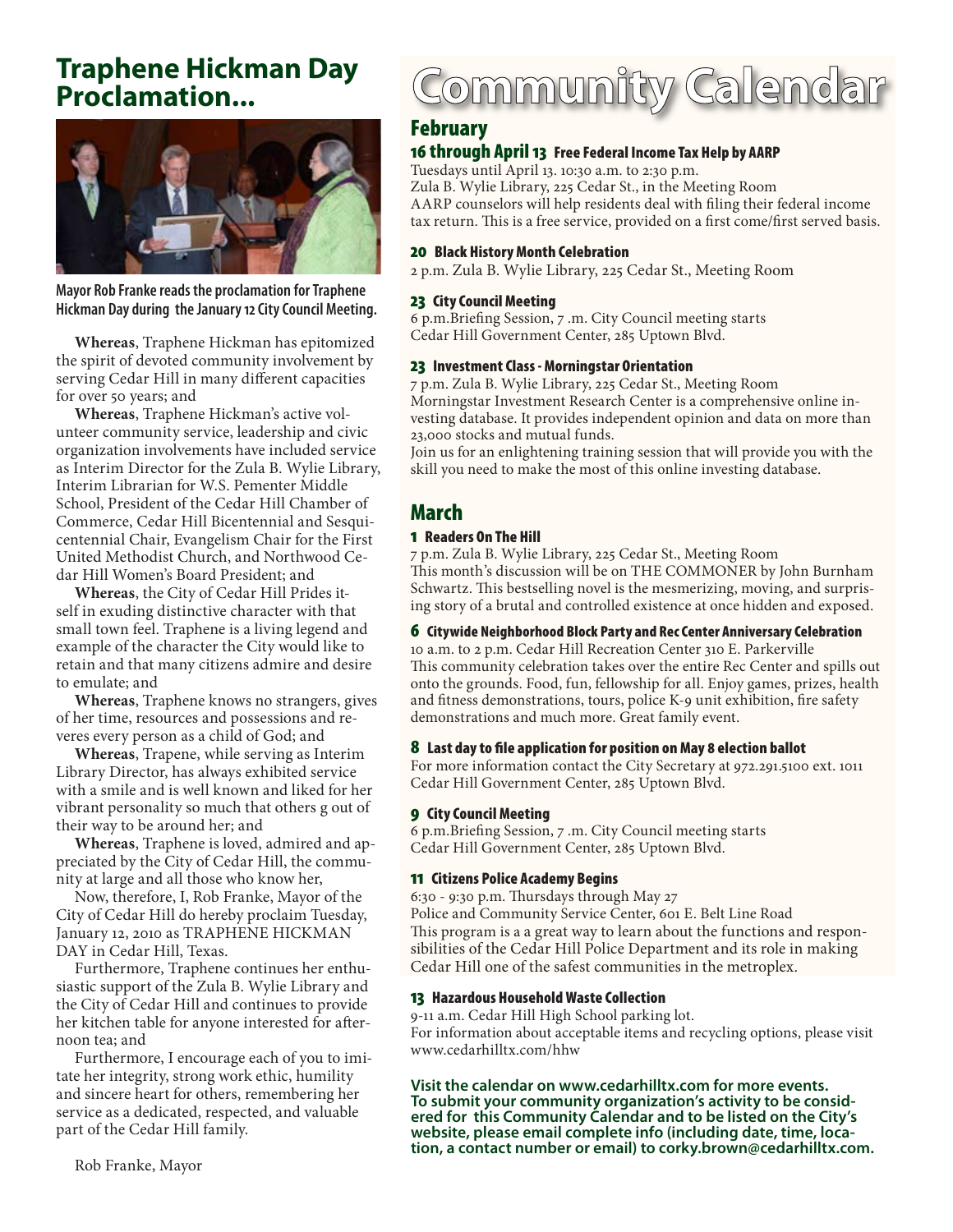# Traphene Hickman Day Proclamation...

Mayor Rob Franke reads the proclamation for Traphene Hickman Day during the January 12 City Council Meeting.

**Whereas**, Traphene Hickman has epitomized the spirit of devoted community involvement by serving Cedar Hill in many different capacities for over 50 years; and

**Whereas**, Traphene Hickman's active volunteer community service, leadership and civic organization involvements have included service as Interim Director for the Zula B. Wylie Library, Interim Librarian for W.S. Pementer Middle School, President of the Cedar Hill Chamber of Commerce, Cedar Hill Bicentennial and Sesquicentennial Chair, Evangelism Chair for the First United Methodist Church, and Northwood Cedar Hill Women's Board President; and

**Whereas**, the City of Cedar Hill Prides itself in exuding distinctive character with that small town feel. Traphene is a living legend and example of the character the City would like to retain and that many citizens admire and desire to emulate; and

**Whereas**, Traphene knows no strangers, gives of her time, resources and possessions and reveres every person as a child of God; and

**Whereas**, Trapene, while serving as Interim Library Director, has always exhibited service with a smile and is well known and liked for her vibrant personality so much that others g out of their way to be around her; and

**Whereas**, Traphene is loved, admired and appreciated by the City of Cedar Hill, the community at large and all those who know her,

Now, therefore, I, Rob Franke, Mayor of the City of Cedar Hill do hereby proclaim Tuesday, January 12, 2010 as TRAPHENE HICKMAN DAY in Cedar Hill, Texas.

Furthermore, Traphene continues her enthusiastic support of the Zula B. Wylie Library and the City of Cedar Hill and continues to provide her kitchen table for anyone interested for afternoon tea; and

Furthermore, I encourage each of you to imitate her integrity, strong work ethic, humility and sincere heart for others, remembering her service as a dedicated, respected, and valuable part of the Cedar Hill family.

Rob Franke, Mayor

# Community Calendar

## February

### 16 through April 13 Free Federal Income Tax Help by AARP

Tuesdays until April 13. 10:30 a.m. to 2:30 p.m.
Zula B. Wylie Library, 225 Cedar St., in the Meeting Room
AARP counselors will help residents deal with filing their federal income tax return. This is a free service, provided on a first come/first served basis.

### 20 Black History Month Celebration

2 p.m. Zula B. Wylie Library, 225 Cedar St., Meeting Room

### 23 City Council Meeting

6 p.m.Briefing Session, 7 .m. City Council meeting starts
Cedar Hill Government Center, 285 Uptown Blvd.

### 23 Investment Class - Morningstar Orientation

7 p.m. Zula B. Wylie Library, 225 Cedar St., Meeting Room
Morningstar Investment Research Center is a comprehensive online investing database. It provides independent opinion and data on more than 23,000 stocks and mutual funds.
Join us for an enlightening training session that will provide you with the skill you need to make the most of this online investing database.

## March

### 1 Readers On The Hill

7 p.m. Zula B. Wylie Library, 225 Cedar St., Meeting Room
This month's discussion will be on THE COMMONER by John Burnham Schwartz. This bestselling novel is the mesmerizing, moving, and surprising story of a brutal and controlled existence at once hidden and exposed.

### 6 Citywide Neighborhood Block Party and Rec Center Anniversary Celebration

10 a.m. to 2 p.m. Cedar Hill Recreation Center 310 E. Parkerville
This community celebration takes over the entire Rec Center and spills out onto the grounds. Food, fun, fellowship for all. Enjoy games, prizes, health and fitness demonstrations, tours, police K-9 unit exhibition, fire safety demonstrations and much more. Great family event.

### 8 Last day to file application for position on May 8 election ballot

For more information contact the City Secretary at 972.291.5100 ext. 1011
Cedar Hill Government Center, 285 Uptown Blvd.

### 9 City Council Meeting

6 p.m.Briefing Session, 7 .m. City Council meeting starts
Cedar Hill Government Center, 285 Uptown Blvd.

### 11 Citizens Police Academy Begins

6:30 - 9:30 p.m. Thursdays through May 27
Police and Community Service Center, 601 E. Belt Line Road
This program is a a great way to learn about the functions and responsibilities of the Cedar Hill Police Department and its role in making Cedar Hill one of the safest communities in the metroplex.

### 13 Hazardous Household Waste Collection

9-11 a.m. Cedar Hill High School parking lot.
For information about acceptable items and recycling options, please visit www.cedarhilltx.com/hhw

**Visit the calendar on www.cedarhilltx.com for more events. To submit your community organization's activity to be considered for this Community Calendar and to be listed on the City's website, please email complete info (including date, time, location, a contact number or email) to corky.brown@cedarhilltx.com.**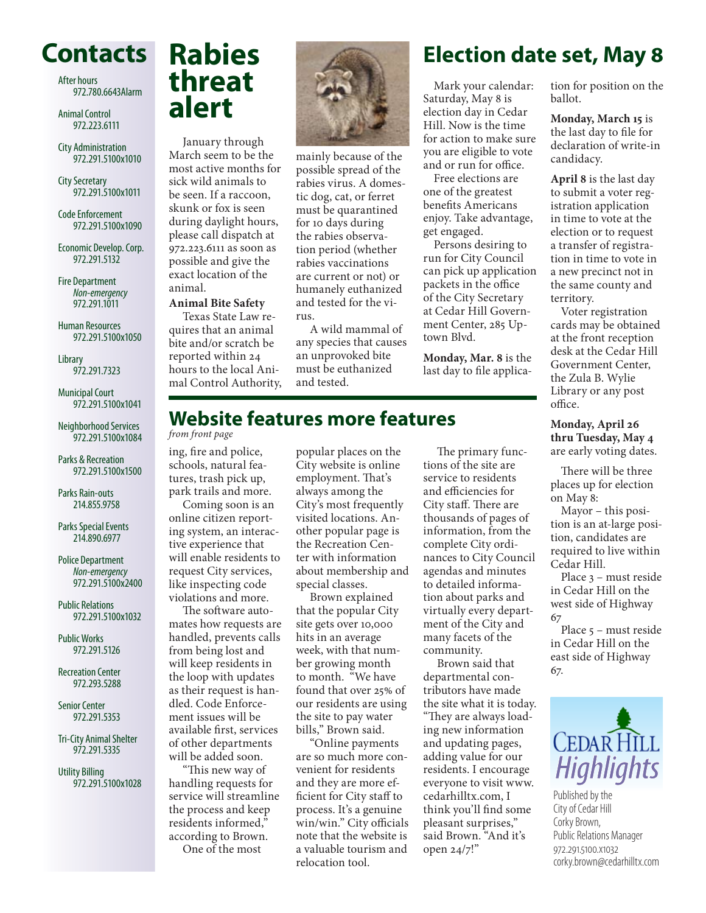# Contacts

After hours
972.780.6643Alarm

Animal Control
972.223.6111

City Administration
972.291.5100x1010

City Secretary
972.291.5100x1011

Code Enforcement
972.291.5100x1090

Economic Develop. Corp.
972.291.5132

Fire Department
*Non-emergency*
972.291.1011

Human Resources
972.291.5100x1050

Library
972.291.7323

Municipal Court
972.291.5100x1041

Neighborhood Services
972.291.5100x1084

Parks & Recreation
972.291.5100x1500

Parks Rain-outs
214.855.9758

Parks Special Events
214.890.6977

Police Department
*Non-emergency*
972.291.5100x2400

Public Relations
972.291.5100x1032

Public Works
972.291.5126

Recreation Center
972.293.5288

Senior Center
972.291.5353

Tri-City Animal Shelter
972.291.5335

Utility Billing
972.291.5100x1028

# Rabies threat alert

January through March seem to be the most active months for sick wild animals to be seen. If a raccoon, skunk or fox is seen during daylight hours, please call dispatch at 972.223.6111 as soon as possible and give the exact location of the animal.

**Animal Bite Safety**

Texas State Law requires that an animal bite and/or scratch be reported within 24 hours to the local Animal Control Authority, mainly because of the possible spread of the rabies virus. A domestic dog, cat, or ferret must be quarantined for 10 days during the rabies observation period (whether rabies vaccinations are current or not) or humanely euthanized and tested for the virus.

A wild mammal of any species that causes an unprovoked bite must be euthanized and tested.

# Election date set, May 8

Mark your calendar: Saturday, May 8 is election day in Cedar Hill. Now is the time for action to make sure you are eligible to vote and or run for office.

Free elections are one of the greatest benefits Americans enjoy. Take advantage, get engaged.

Persons desiring to run for City Council can pick up application packets in the office of the City Secretary at Cedar Hill Government Center, 285 Uptown Blvd.

**Monday, Mar. 8** is the last day to file application for position on the ballot.

**Monday, March 15** is the last day to file for declaration of write-in candidacy.

**April 8** is the last day to submit a voter registration application in time to vote at the election or to request a transfer of registration in time to vote in a new precinct not in the same county and territory.

Voter registration cards may be obtained at the front reception desk at the Cedar Hill Government Center, the Zula B. Wylie Library or any post office.

**Monday, April 26 thru Tuesday, May 4** are early voting dates.

There will be three places up for election on May 8:

Mayor – this position is an at-large position, candidates are required to live within Cedar Hill.

Place 3 – must reside in Cedar Hill on the west side of Highway 67

Place 5 – must reside in Cedar Hill on the east side of Highway 67.

# Website features more features

*from front page*

ing, fire and police, schools, natural features, trash pick up, park trails and more.

Coming soon is an online citizen reporting system, an interactive experience that will enable residents to request City services, like inspecting code violations and more.

The software automates how requests are handled, prevents calls from being lost and will keep residents in the loop with updates as their request is handled. Code Enforcement issues will be available first, services of other departments will be added soon.

"This new way of handling requests for service will streamline the process and keep residents informed," according to Brown.

One of the most popular places on the City website is online employment. That's always among the City's most frequently visited locations. Another popular page is the Recreation Center with information about membership and special classes.

Brown explained that the popular City site gets over 10,000 hits in an average week, with that number growing month to month. "We have found that over 25% of our residents are using the site to pay water bills," Brown said.

"Online payments are so much more convenient for residents and they are more efficient for City staff to process. It's a genuine win/win." City officials note that the website is a valuable tourism and relocation tool.

The primary functions of the site are service to residents and efficiencies for City staff. There are thousands of pages of information, from the complete City ordinances to City Council agendas and minutes to detailed information about parks and virtually every department of the City and many facets of the community.

Brown said that departmental contributors have made the site what it is today. "They are always loading new information and updating pages, adding value for our residents. I encourage everyone to visit www.cedarhilltx.com, I think you'll find some pleasant surprises," said Brown. "And it's open 24/7!"

CEDAR HILL *Highlights*

Published by the City of Cedar Hill
Corky Brown, Public Relations Manager
972.291.5100.x1032
corky.brown@cedarhilltx.com